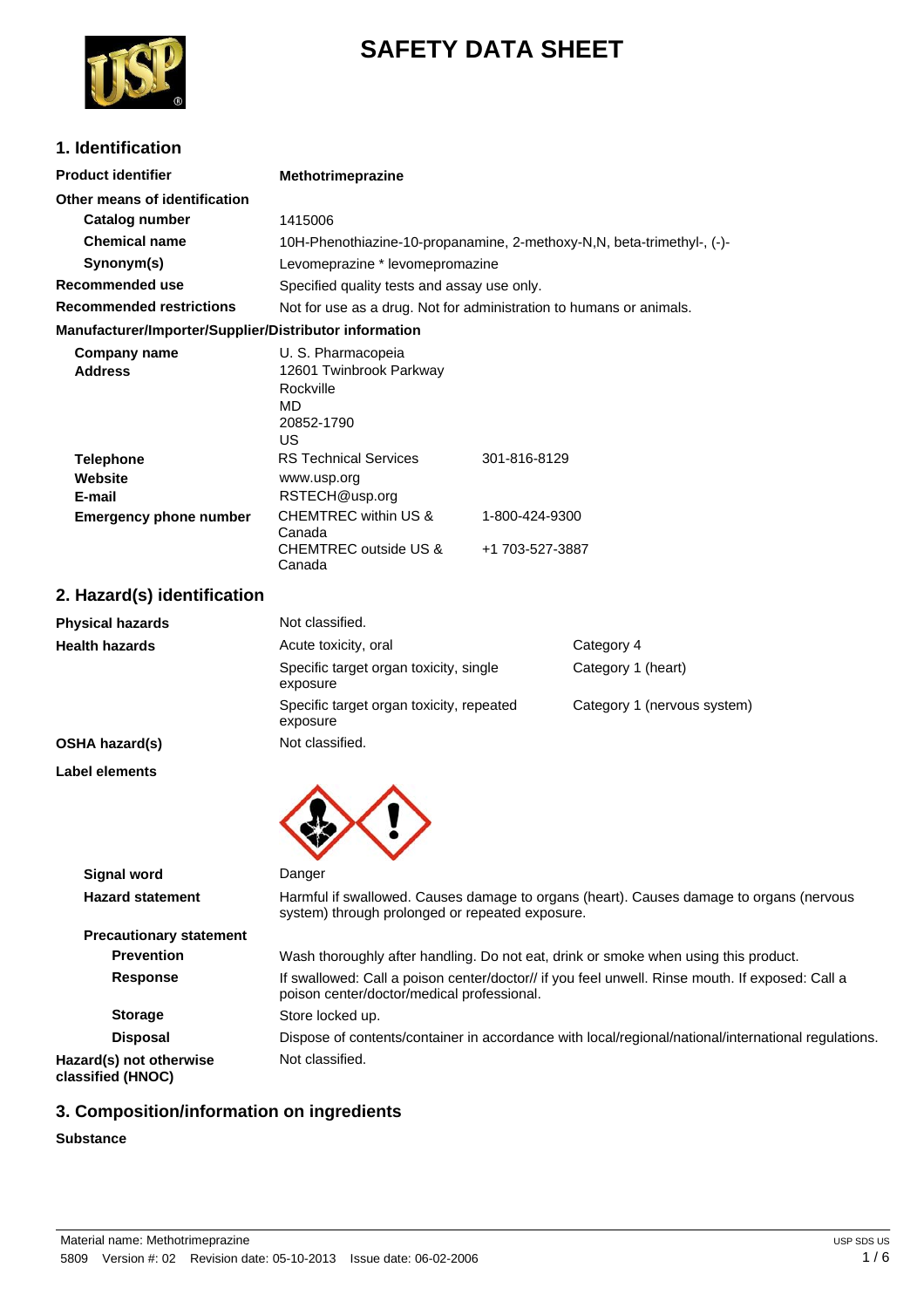# SAFETY DATA SHEET

## 1. Identification

| | |
|---|---|
| **Product identifier** | **Methotrimeprazine** |
| **Other means of identification** | |
| **Catalog number** | 1415006 |
| **Chemical name** | 10H-Phenothiazine-10-propanamine, 2-methoxy-N,N, beta-trimethyl-, (-)- |
| **Synonym(s)** | Levomeprazine * levomepromazine |
| **Recommended use** | Specified quality tests and assay use only. |
| **Recommended restrictions** | Not for use as a drug. Not for administration to humans or animals. |

**Manufacturer/Importer/Supplier/Distributor information**

| | | |
|---|---|---|
| **Company name** | U. S. Pharmacopeia | |
| **Address** | 12601 Twinbrook Parkway<br>Rockville<br>MD<br>20852-1790<br>US | |
| **Telephone** | RS Technical Services | 301-816-8129 |
| **Website** | www.usp.org | |
| **E-mail** | RSTECH@usp.org | |
| **Emergency phone number** | CHEMTREC within US & Canada | 1-800-424-9300 |
| | CHEMTREC outside US & Canada | +1 703-527-3887 |

## 2. Hazard(s) identification

| | | |
|---|---|---|
| **Physical hazards** | Not classified. | |
| **Health hazards** | Acute toxicity, oral | Category 4 |
| | Specific target organ toxicity, single exposure | Category 1 (heart) |
| | Specific target organ toxicity, repeated exposure | Category 1 (nervous system) |
| **OSHA hazard(s)** | Not classified. | |

**Label elements**

| | |
|---|---|
| **Signal word** | Danger |
| **Hazard statement** | Harmful if swallowed. Causes damage to organs (heart). Causes damage to organs (nervous system) through prolonged or repeated exposure. |
| **Precautionary statement** | |
| **Prevention** | Wash thoroughly after handling. Do not eat, drink or smoke when using this product. |
| **Response** | If swallowed: Call a poison center/doctor// if you feel unwell. Rinse mouth. If exposed: Call a poison center/doctor/medical professional. |
| **Storage** | Store locked up. |
| **Disposal** | Dispose of contents/container in accordance with local/regional/national/international regulations. |
| **Hazard(s) not otherwise classified (HNOC)** | Not classified. |

## 3. Composition/information on ingredients

**Substance**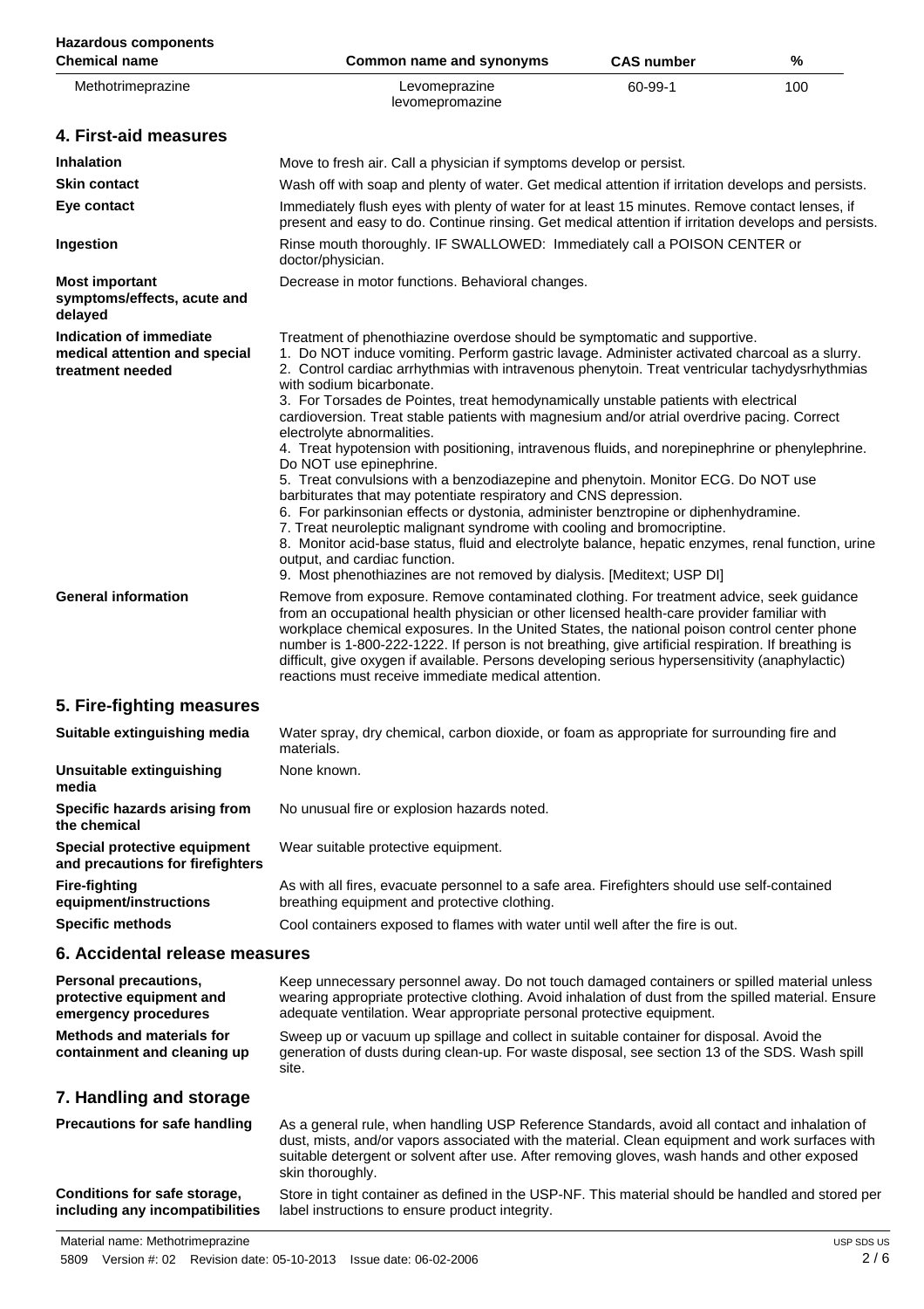**Hazardous components**

| Chemical name | Common name and synonyms | CAS number | % |
| --- | --- | --- | --- |
| Methotrimeprazine | Levomeprazine levomepromazine | 60-99-1 | 100 |

## 4. First-aid measures

**Inhalation**
Move to fresh air. Call a physician if symptoms develop or persist.

**Skin contact**
Wash off with soap and plenty of water. Get medical attention if irritation develops and persists.

**Eye contact**
Immediately flush eyes with plenty of water for at least 15 minutes. Remove contact lenses, if present and easy to do. Continue rinsing. Get medical attention if irritation develops and persists.

**Ingestion**
Rinse mouth thoroughly. IF SWALLOWED: Immediately call a POISON CENTER or doctor/physician.

**Most important symptoms/effects, acute and delayed**
Decrease in motor functions. Behavioral changes.

**Indication of immediate medical attention and special treatment needed**
Treatment of phenothiazine overdose should be symptomatic and supportive.
1. Do NOT induce vomiting. Perform gastric lavage. Administer activated charcoal as a slurry.
2. Control cardiac arrhythmias with intravenous phenytoin. Treat ventricular tachydysrhythmias with sodium bicarbonate.
3. For Torsades de Pointes, treat hemodynamically unstable patients with electrical cardioversion. Treat stable patients with magnesium and/or atrial overdrive pacing. Correct electrolyte abnormalities.
4. Treat hypotension with positioning, intravenous fluids, and norepinephrine or phenylephrine. Do NOT use epinephrine.
5. Treat convulsions with a benzodiazepine and phenytoin. Monitor ECG. Do NOT use barbiturates that may potentiate respiratory and CNS depression.
6. For parkinsonian effects or dystonia, administer benztropine or diphenhydramine.
7. Treat neuroleptic malignant syndrome with cooling and bromocriptine.
8. Monitor acid-base status, fluid and electrolyte balance, hepatic enzymes, renal function, urine output, and cardiac function.
9. Most phenothiazines are not removed by dialysis. [Meditext; USP DI]

**General information**
Remove from exposure. Remove contaminated clothing. For treatment advice, seek guidance from an occupational health physician or other licensed health-care provider familiar with workplace chemical exposures. In the United States, the national poison control center phone number is 1-800-222-1222. If person is not breathing, give artificial respiration. If breathing is difficult, give oxygen if available. Persons developing serious hypersensitivity (anaphylactic) reactions must receive immediate medical attention.

## 5. Fire-fighting measures

**Suitable extinguishing media**
Water spray, dry chemical, carbon dioxide, or foam as appropriate for surrounding fire and materials.

**Unsuitable extinguishing media**
None known.

**Specific hazards arising from the chemical**
No unusual fire or explosion hazards noted.

**Special protective equipment and precautions for firefighters**
Wear suitable protective equipment.

**Fire-fighting equipment/instructions**
As with all fires, evacuate personnel to a safe area. Firefighters should use self-contained breathing equipment and protective clothing.

**Specific methods**
Cool containers exposed to flames with water until well after the fire is out.

## 6. Accidental release measures

**Personal precautions, protective equipment and emergency procedures**
Keep unnecessary personnel away. Do not touch damaged containers or spilled material unless wearing appropriate protective clothing. Avoid inhalation of dust from the spilled material. Ensure adequate ventilation. Wear appropriate personal protective equipment.

**Methods and materials for containment and cleaning up**
Sweep up or vacuum up spillage and collect in suitable container for disposal. Avoid the generation of dusts during clean-up. For waste disposal, see section 13 of the SDS. Wash spill site.

## 7. Handling and storage

**Precautions for safe handling**
As a general rule, when handling USP Reference Standards, avoid all contact and inhalation of dust, mists, and/or vapors associated with the material. Clean equipment and work surfaces with suitable detergent or solvent after use. After removing gloves, wash hands and other exposed skin thoroughly.

**Conditions for safe storage, including any incompatibilities**
Store in tight container as defined in the USP-NF. This material should be handled and stored per label instructions to ensure product integrity.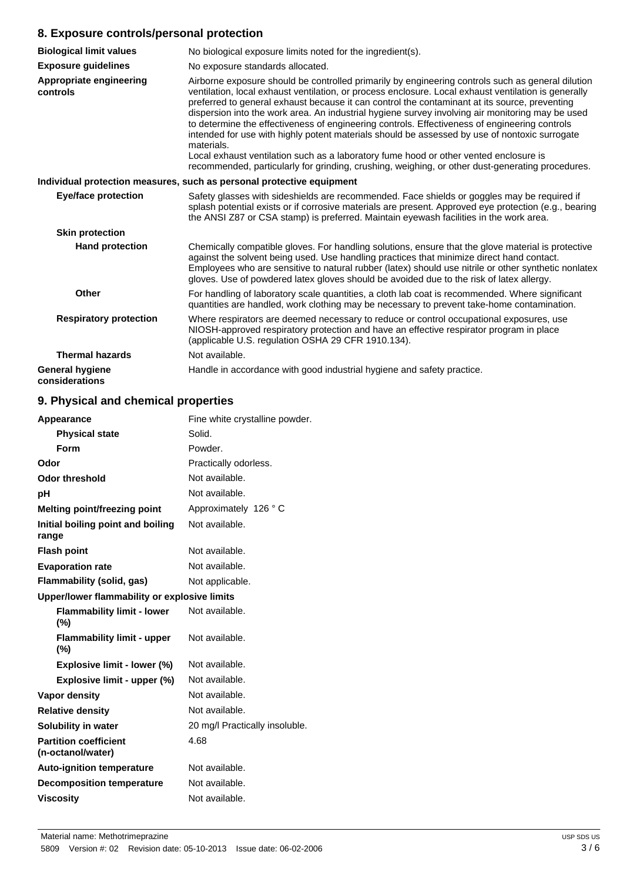## 8. Exposure controls/personal protection

| | |
|---|---|
| **Biological limit values** | No biological exposure limits noted for the ingredient(s). |
| **Exposure guidelines** | No exposure standards allocated. |
| **Appropriate engineering controls** | Airborne exposure should be controlled primarily by engineering controls such as general dilution ventilation, local exhaust ventilation, or process enclosure. Local exhaust ventilation is generally preferred to general exhaust because it can control the contaminant at its source, preventing dispersion into the work area. An industrial hygiene survey involving air monitoring may be used to determine the effectiveness of engineering controls. Effectiveness of engineering controls intended for use with highly potent materials should be assessed by use of nontoxic surrogate materials.<br>Local exhaust ventilation such as a laboratory fume hood or other vented enclosure is recommended, particularly for grinding, crushing, weighing, or other dust-generating procedures. |

**Individual protection measures, such as personal protective equipment**

| | |
|---|---|
| **Eye/face protection** | Safety glasses with sideshields are recommended. Face shields or goggles may be required if splash potential exists or if corrosive materials are present. Approved eye protection (e.g., bearing the ANSI Z87 or CSA stamp) is preferred. Maintain eyewash facilities in the work area. |
| **Skin protection** | |
| **Hand protection** | Chemically compatible gloves. For handling solutions, ensure that the glove material is protective against the solvent being used. Use handling practices that minimize direct hand contact. Employees who are sensitive to natural rubber (latex) should use nitrile or other synthetic nonlatex gloves. Use of powdered latex gloves should be avoided due to the risk of latex allergy. |
| **Other** | For handling of laboratory scale quantities, a cloth lab coat is recommended. Where significant quantities are handled, work clothing may be necessary to prevent take-home contamination. |
| **Respiratory protection** | Where respirators are deemed necessary to reduce or control occupational exposures, use NIOSH-approved respiratory protection and have an effective respirator program in place (applicable U.S. regulation OSHA 29 CFR 1910.134). |
| **Thermal hazards** | Not available. |
| **General hygiene considerations** | Handle in accordance with good industrial hygiene and safety practice. |

## 9. Physical and chemical properties

| | |
|---|---|
| **Appearance** | Fine white crystalline powder. |
| **Physical state** | Solid. |
| **Form** | Powder. |
| **Odor** | Practically odorless. |
| **Odor threshold** | Not available. |
| **pH** | Not available. |
| **Melting point/freezing point** | Approximately 126 ° C |
| **Initial boiling point and boiling range** | Not available. |
| **Flash point** | Not available. |
| **Evaporation rate** | Not available. |
| **Flammability (solid, gas)** | Not applicable. |
| **Upper/lower flammability or explosive limits** | |
| **Flammability limit - lower (%)** | Not available. |
| **Flammability limit - upper (%)** | Not available. |
| **Explosive limit - lower (%)** | Not available. |
| **Explosive limit - upper (%)** | Not available. |
| **Vapor density** | Not available. |
| **Relative density** | Not available. |
| **Solubility in water** | 20 mg/l Practically insoluble. |
| **Partition coefficient (n-octanol/water)** | 4.68 |
| **Auto-ignition temperature** | Not available. |
| **Decomposition temperature** | Not available. |
| **Viscosity** | Not available. |

Material name: Methotrimeprazine
5809 Version #: 02 Revision date: 05-10-2013 Issue date: 06-02-2006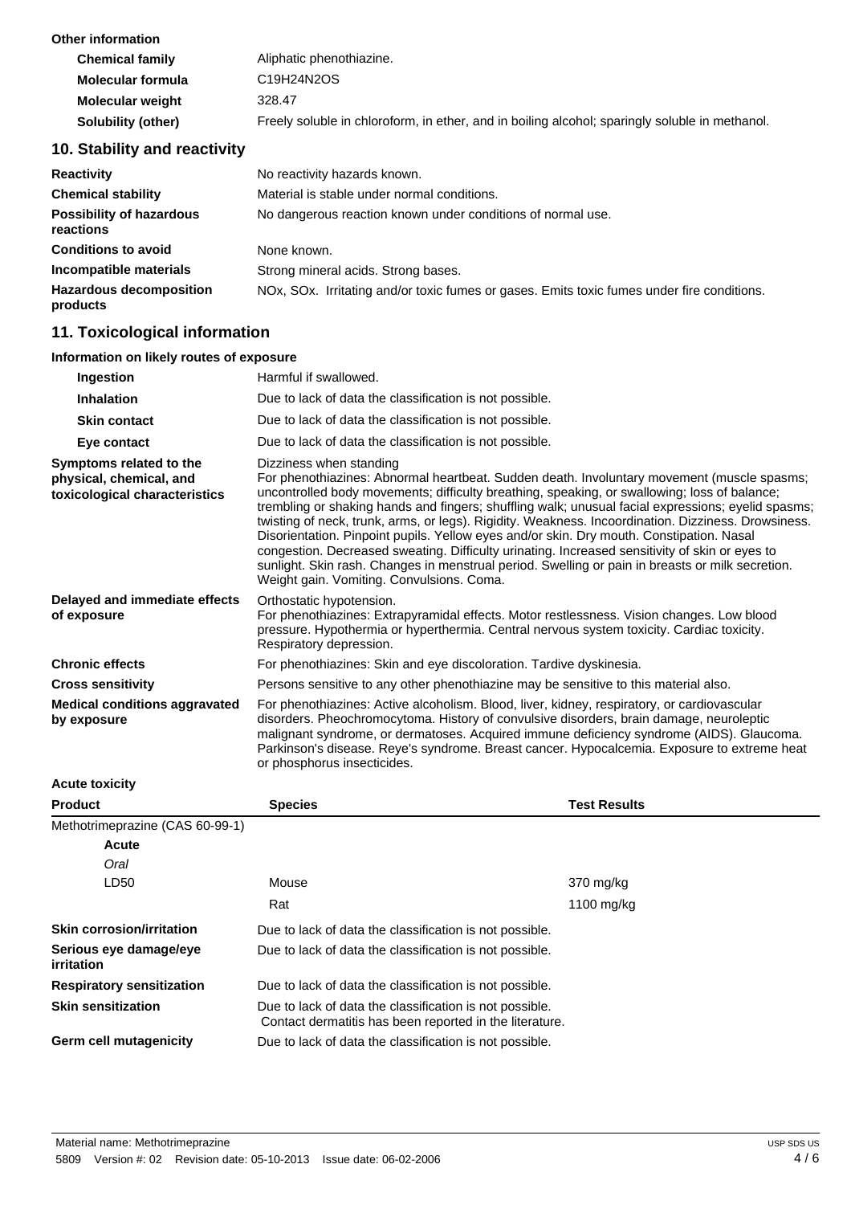**Other information**

| | |
|---|---|
| **Chemical family** | Aliphatic phenothiazine. |
| **Molecular formula** | $C_{19}H_{24}N_2OS$ |
| **Molecular weight** | 328.47 |
| **Solubility (other)** | Freely soluble in chloroform, in ether, and in boiling alcohol; sparingly soluble in methanol. |

## 10. Stability and reactivity

| | |
|---|---|
| **Reactivity** | No reactivity hazards known. |
| **Chemical stability** | Material is stable under normal conditions. |
| **Possibility of hazardous reactions** | No dangerous reaction known under conditions of normal use. |
| **Conditions to avoid** | None known. |
| **Incompatible materials** | Strong mineral acids. Strong bases. |
| **Hazardous decomposition products** | NOx, SOx. Irritating and/or toxic fumes or gases. Emits toxic fumes under fire conditions. |

## 11. Toxicological information

**Information on likely routes of exposure**

| | |
|---|---|
| **Ingestion** | Harmful if swallowed. |
| **Inhalation** | Due to lack of data the classification is not possible. |
| **Skin contact** | Due to lack of data the classification is not possible. |
| **Eye contact** | Due to lack of data the classification is not possible. |
| **Symptoms related to the physical, chemical, and toxicological characteristics** | Dizziness when standing<br>For phenothiazines: Abnormal heartbeat. Sudden death. Involuntary movement (muscle spasms; uncontrolled body movements; difficulty breathing, speaking, or swallowing; loss of balance; trembling or shaking hands and fingers; shuffling walk; unusual facial expressions; eyelid spasms; twisting of neck, trunk, arms, or legs). Rigidity. Weakness. Incoordination. Dizziness. Drowsiness. Disorientation. Pinpoint pupils. Yellow eyes and/or skin. Dry mouth. Constipation. Nasal congestion. Decreased sweating. Difficulty urinating. Increased sensitivity of skin or eyes to sunlight. Skin rash. Changes in menstrual period. Swelling or pain in breasts or milk secretion. Weight gain. Vomiting. Convulsions. Coma. |
| **Delayed and immediate effects of exposure** | Orthostatic hypotension.<br>For phenothiazines: Extrapyramidal effects. Motor restlessness. Vision changes. Low blood pressure. Hypothermia or hyperthermia. Central nervous system toxicity. Cardiac toxicity. Respiratory depression. |
| **Chronic effects** | For phenothiazines: Skin and eye discoloration. Tardive dyskinesia. |
| **Cross sensitivity** | Persons sensitive to any other phenothiazine may be sensitive to this material also. |
| **Medical conditions aggravated by exposure** | For phenothiazines: Active alcoholism. Blood, liver, kidney, respiratory, or cardiovascular disorders. Pheochromocytoma. History of convulsive disorders, brain damage, neuroleptic malignant syndrome, or dermatoses. Acquired immune deficiency syndrome (AIDS). Glaucoma. Parkinson's disease. Reye's syndrome. Breast cancer. Hypocalcemia. Exposure to extreme heat or phosphorus insecticides. |

**Acute toxicity**

| Product | Species | Test Results |
|---|---|---|
| Methotrimeprazine (CAS 60-99-1) | | |
| **Acute** | | |
| *Oral* | | |
| LD50 | Mouse | 370 mg/kg |
| | Rat | 1100 mg/kg |

| | |
|---|---|
| **Skin corrosion/irritation** | Due to lack of data the classification is not possible. |
| **Serious eye damage/eye irritation** | Due to lack of data the classification is not possible. |
| **Respiratory sensitization** | Due to lack of data the classification is not possible. |
| **Skin sensitization** | Due to lack of data the classification is not possible.<br>Contact dermatitis has been reported in the literature. |
| **Germ cell mutagenicity** | Due to lack of data the classification is not possible. |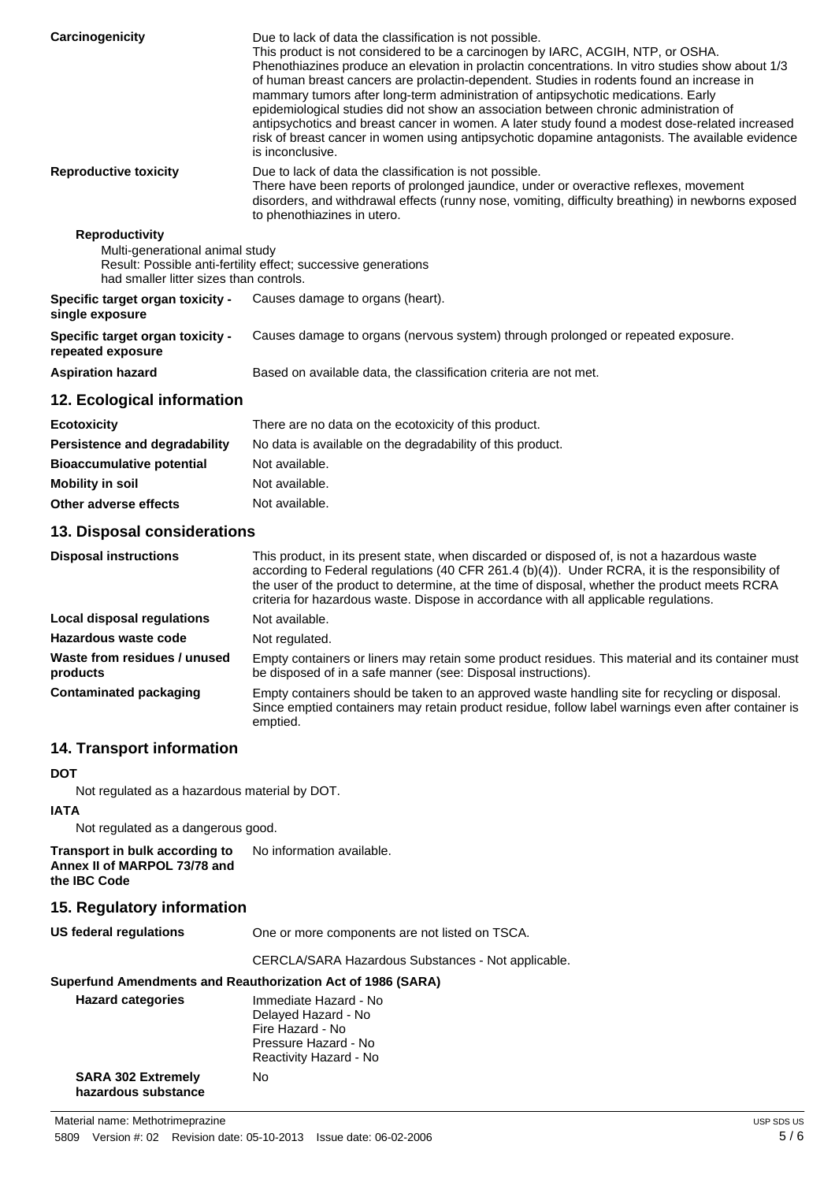**Carcinogenicity**

Due to lack of data the classification is not possible.
This product is not considered to be a carcinogen by IARC, ACGIH, NTP, or OSHA.
Phenothiazines produce an elevation in prolactin concentrations. In vitro studies show about 1/3 of human breast cancers are prolactin-dependent. Studies in rodents found an increase in mammary tumors after long-term administration of antipsychotic medications. Early epidemiological studies did not show an association between chronic administration of antipsychotics and breast cancer in women. A later study found a modest dose-related increased risk of breast cancer in women using antipsychotic dopamine antagonists. The available evidence is inconclusive.

**Reproductive toxicity**

Due to lack of data the classification is not possible.
There have been reports of prolonged jaundice, under or overactive reflexes, movement disorders, and withdrawal effects (runny nose, vomiting, difficulty breathing) in newborns exposed to phenothiazines in utero.

**Reproductivity**

Multi-generational animal study
Result: Possible anti-fertility effect; successive generations had smaller litter sizes than controls.

**Specific target organ toxicity - single exposure**: Causes damage to organs (heart).

**Specific target organ toxicity - repeated exposure**: Causes damage to organs (nervous system) through prolonged or repeated exposure.

**Aspiration hazard**: Based on available data, the classification criteria are not met.

## 12. Ecological information

| | |
|---|---|
| **Ecotoxicity** | There are no data on the ecotoxicity of this product. |
| **Persistence and degradability** | No data is available on the degradability of this product. |
| **Bioaccumulative potential** | Not available. |
| **Mobility in soil** | Not available. |
| **Other adverse effects** | Not available. |

## 13. Disposal considerations

| | |
|---|---|
| **Disposal instructions** | This product, in its present state, when discarded or disposed of, is not a hazardous waste according to Federal regulations (40 CFR 261.4 (b)(4)). Under RCRA, it is the responsibility of the user of the product to determine, at the time of disposal, whether the product meets RCRA criteria for hazardous waste. Dispose in accordance with all applicable regulations. |
| **Local disposal regulations** | Not available. |
| **Hazardous waste code** | Not regulated. |
| **Waste from residues / unused products** | Empty containers or liners may retain some product residues. This material and its container must be disposed of in a safe manner (see: Disposal instructions). |
| **Contaminated packaging** | Empty containers should be taken to an approved waste handling site for recycling or disposal. Since emptied containers may retain product residue, follow label warnings even after container is emptied. |

## 14. Transport information

**DOT**

Not regulated as a hazardous material by DOT.

**IATA**

Not regulated as a dangerous good.

**Transport in bulk according to Annex II of MARPOL 73/78 and the IBC Code**: No information available.

## 15. Regulatory information

**US federal regulations**: One or more components are not listed on TSCA.

CERCLA/SARA Hazardous Substances - Not applicable.

**Superfund Amendments and Reauthorization Act of 1986 (SARA)**

**Hazard categories**

Immediate Hazard - No
Delayed Hazard - No
Fire Hazard - No
Pressure Hazard - No
Reactivity Hazard - No

**SARA 302 Extremely hazardous substance**: No

Material name: Methotrimeprazine
5809 Version #: 02 Revision date: 05-10-2013 Issue date: 06-02-2006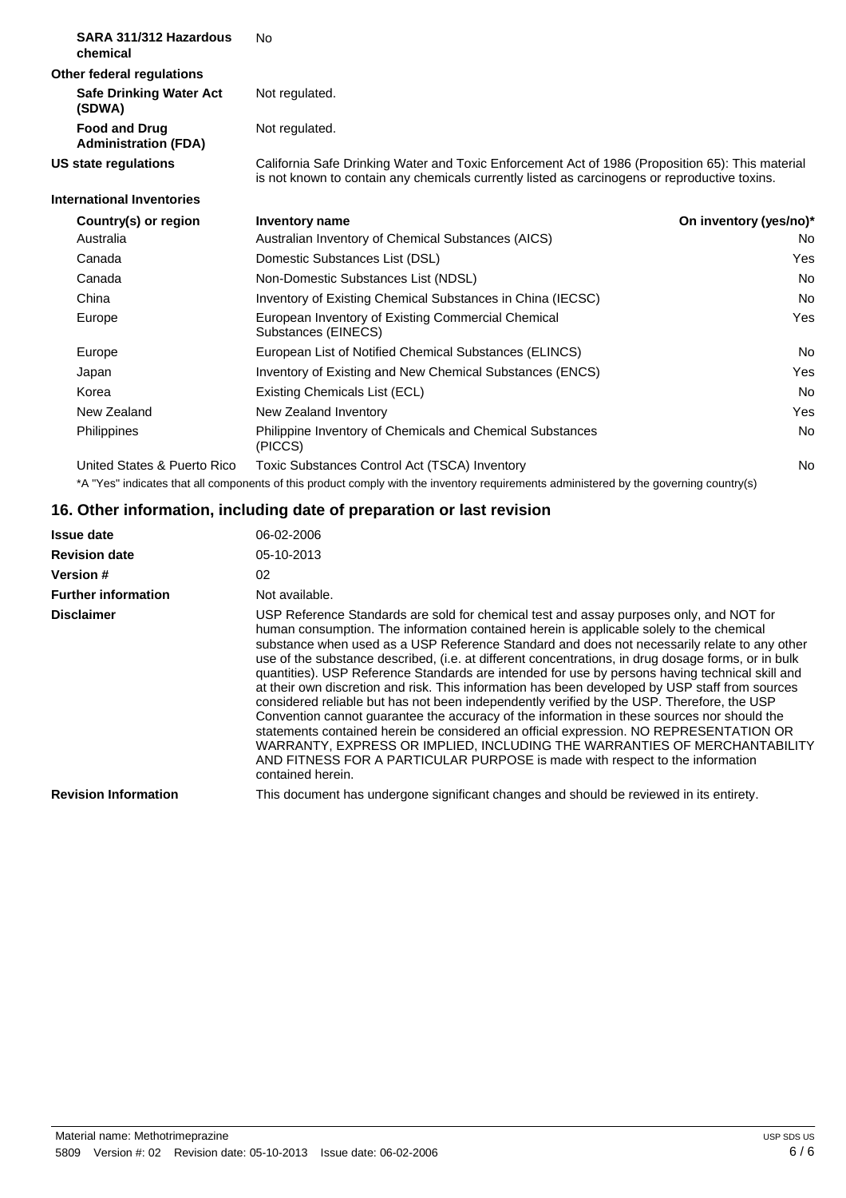| | |
|---|---|
| **SARA 311/312 Hazardous chemical** | No |

**Other federal regulations**

| | |
|---|---|
| **Safe Drinking Water Act (SDWA)** | Not regulated. |
| **Food and Drug Administration (FDA)** | Not regulated. |

**US state regulations**

California Safe Drinking Water and Toxic Enforcement Act of 1986 (Proposition 65): This material is not known to contain any chemicals currently listed as carcinogens or reproductive toxins.

**International Inventories**

| Country(s) or region | Inventory name | On inventory (yes/no)* |
|---|---|---|
| Australia | Australian Inventory of Chemical Substances (AICS) | No |
| Canada | Domestic Substances List (DSL) | Yes |
| Canada | Non-Domestic Substances List (NDSL) | No |
| China | Inventory of Existing Chemical Substances in China (IECSC) | No |
| Europe | European Inventory of Existing Commercial Chemical Substances (EINECS) | Yes |
| Europe | European List of Notified Chemical Substances (ELINCS) | No |
| Japan | Inventory of Existing and New Chemical Substances (ENCS) | Yes |
| Korea | Existing Chemicals List (ECL) | No |
| New Zealand | New Zealand Inventory | Yes |
| Philippines | Philippine Inventory of Chemicals and Chemical Substances (PICCS) | No |
| United States & Puerto Rico | Toxic Substances Control Act (TSCA) Inventory | No |

*A "Yes" indicates that all components of this product comply with the inventory requirements administered by the governing country(s)

## 16. Other information, including date of preparation or last revision

| | |
|---|---|
| **Issue date** | 06-02-2006 |
| **Revision date** | 05-10-2013 |
| **Version #** | 02 |
| **Further information** | Not available. |
| **Disclaimer** | USP Reference Standards are sold for chemical test and assay purposes only, and NOT for human consumption. The information contained herein is applicable solely to the chemical substance when used as a USP Reference Standard and does not necessarily relate to any other use of the substance described, (i.e. at different concentrations, in drug dosage forms, or in bulk quantities). USP Reference Standards are intended for use by persons having technical skill and at their own discretion and risk. This information has been developed by USP staff from sources considered reliable but has not been independently verified by the USP. Therefore, the USP Convention cannot guarantee the accuracy of the information in these sources nor should the statements contained herein be considered an official expression. NO REPRESENTATION OR WARRANTY, EXPRESS OR IMPLIED, INCLUDING THE WARRANTIES OF MERCHANTABILITY AND FITNESS FOR A PARTICULAR PURPOSE is made with respect to the information contained herein. |
| **Revision Information** | This document has undergone significant changes and should be reviewed in its entirety. |